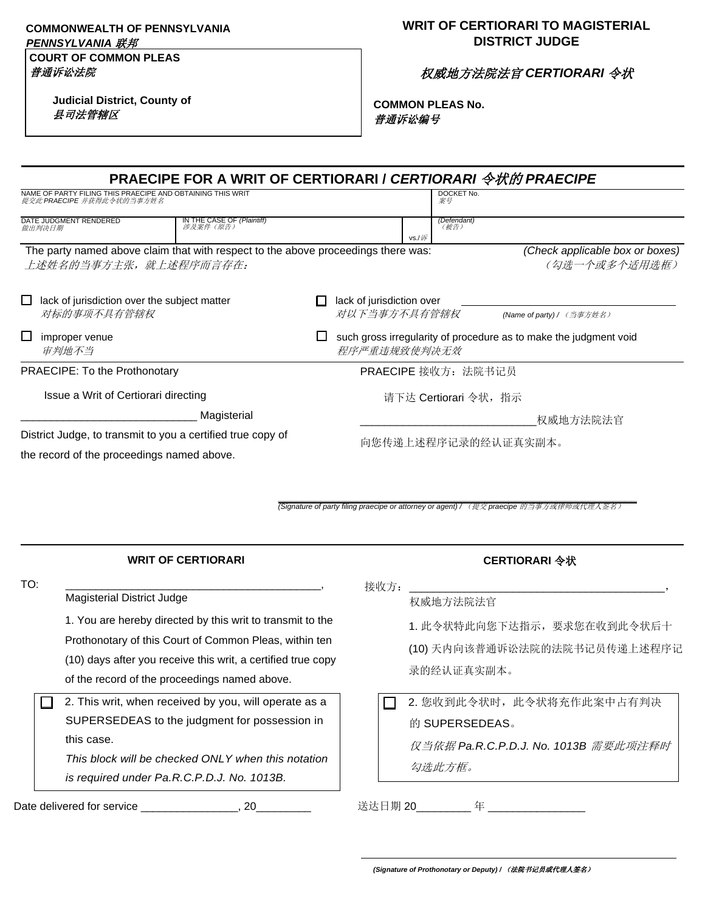**COMMONWEALTH OF PENNSYLVANIA**
***PENNSYLVANIA 联邦***

**COURT OF COMMON PLEAS**
*普通诉讼法院*

**Judicial District, County of**
*县司法管辖区*

## WRIT OF CERTIORARI TO MAGISTERIAL DISTRICT JUDGE

## *权威地方法院法官 CERTIORARI 令状*

**COMMON PLEAS No.**
*普通诉讼编号*

## PRAECIPE FOR A WRIT OF CERTIORARI / *CERTIORARI 令状的 PRAECIPE*

| NAME OF PARTY FILING THIS PRAECIPE AND OBTAINING THIS WRIT *提交此 PRAECIPE 并获得此令状的当事方姓名* | | | DOCKET No. *案号* |
|---|---|---|---|
| DATE JUDGMENT RENDERED *做出判决日期* | IN THE CASE OF *(Plaintiff)* *涉及案件（原告）* | vs./*诉* | *(Defendant)* *（被告）* |

The party named above claim that with respect to the above proceedings there was: *(Check applicable box or boxes)*
*上述姓名的当事方主张，就上述程序而言存在：* *（勾选一个或多个适用选框）*

☐ lack of jurisdiction over the subject matter
*对标的事项不具有管辖权*

☐ lack of jurisdiction over ______________________ *(Name of party) /（当事方姓名）*
*对以下当事方不具有管辖权*

☐ improper venue
*审判地不当*

☐ such gross irregularity of procedure as to make the judgment void
*程序严重违规致使判决无效*

PRAECIPE: To the Prothonotary

Issue a Writ of Certiorari directing _____________________________ Magisterial District Judge, to transmit to you a certified true copy of the record of the proceedings named above.

PRAECIPE 接收方：法院书记员

请下达 Certiorari 令状，指示_____________________________权威地方法院法官向您传递上述程序记录的经认证真实副本。

_____________________________________________
*(Signature of party filing praecipe or attorney or agent) /（提交 praecipe 的当事方或律师或代理人签名）*

### WRIT OF CERTIORARI

TO: __________________________________________,
Magisterial District Judge

1. You are hereby directed by this writ to transmit to the Prothonotary of this Court of Common Pleas, within ten (10) days after you receive this writ, a certified true copy of the record of the proceedings named above.

☐ 2. This writ, when received by you, will operate as a SUPERSEDEAS to the judgment for possession in this case.
*This block will be checked ONLY when this notation is required under Pa.R.C.P.D.J. No. 1013B.*

Date delivered for service ________________, 20_________

### CERTIORARI 令状

接收方：__________________________________________,
权威地方法院法官

1. 此令状特此向您下达指示，要求您在收到此令状后十 (10) 天内向该普通诉讼法院的法院书记员传递上述程序记录的经认证真实副本。

☐ 2. 您收到此令状时，此令状将充作此案中占有判决的 SUPERSEDEAS。
*仅当依据 Pa.R.C.P.D.J. No. 1013B 需要此项注释时勾选此方框。*

送达日期 20_________ 年 ________________

_____________________________________________
***(Signature of Prothonotary or Deputy) /（法院书记员或代理人签名）***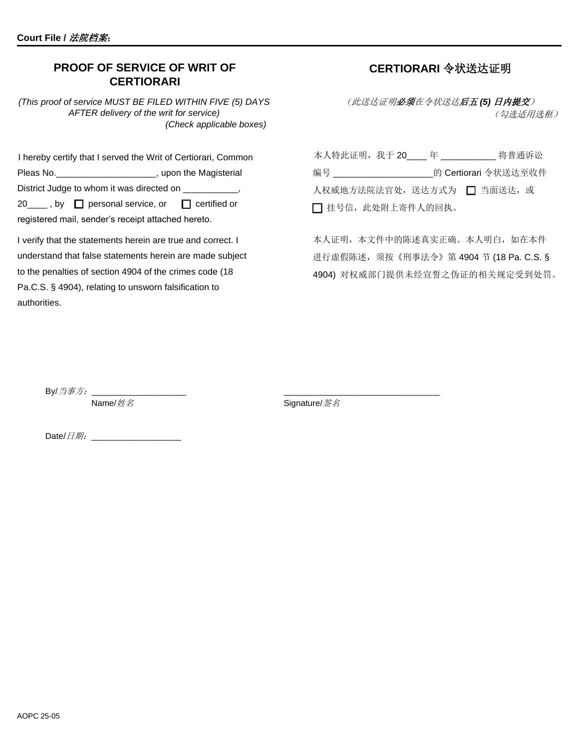**Court File / *法院档案*:**

## PROOF OF SERVICE OF WRIT OF CERTIORARI

*(This proof of service MUST BE FILED WITHIN FIVE (5) DAYS AFTER delivery of the writ for service)*
*(Check applicable boxes)*

I hereby certify that I served the Writ of Certiorari, Common Pleas No.____________________, upon the Magisterial District Judge to whom it was directed on ___________, 20____ , by ☐ personal service, or ☐ certified or registered mail, sender's receipt attached hereto.

I verify that the statements herein are true and correct. I understand that false statements herein are made subject to the penalties of section 4904 of the crimes code (18 Pa.C.S. § 4904), relating to unsworn falsification to authorities.

## CERTIORARI 令状送达证明

*（此送达证明**必须**在令状送达**后五 (5) 日内提交**）*
*（勾选适用选框）*

本人特此证明，我于 20____ 年 ___________ 将普通诉讼编号 ____________________的 Certiorari 令状送达至收件人权威地方法院法官处，送达方式为 ☐ 当面送达，或 ☐ 挂号信，此处附上寄件人的回执。

本人证明，本文件中的陈述真实正确。本人明白，如在本件进行虚假陈述，须按《刑事法令》第 4904 节 (18 Pa. C.S. § 4904) 对权威部门提供未经宣誓之伪证的相关规定受到处罚。

By/*当事方*：____________________
Name/*姓名*

________________________________
Signature/*签名*

Date/*日期*：___________________

AOPC 25-05